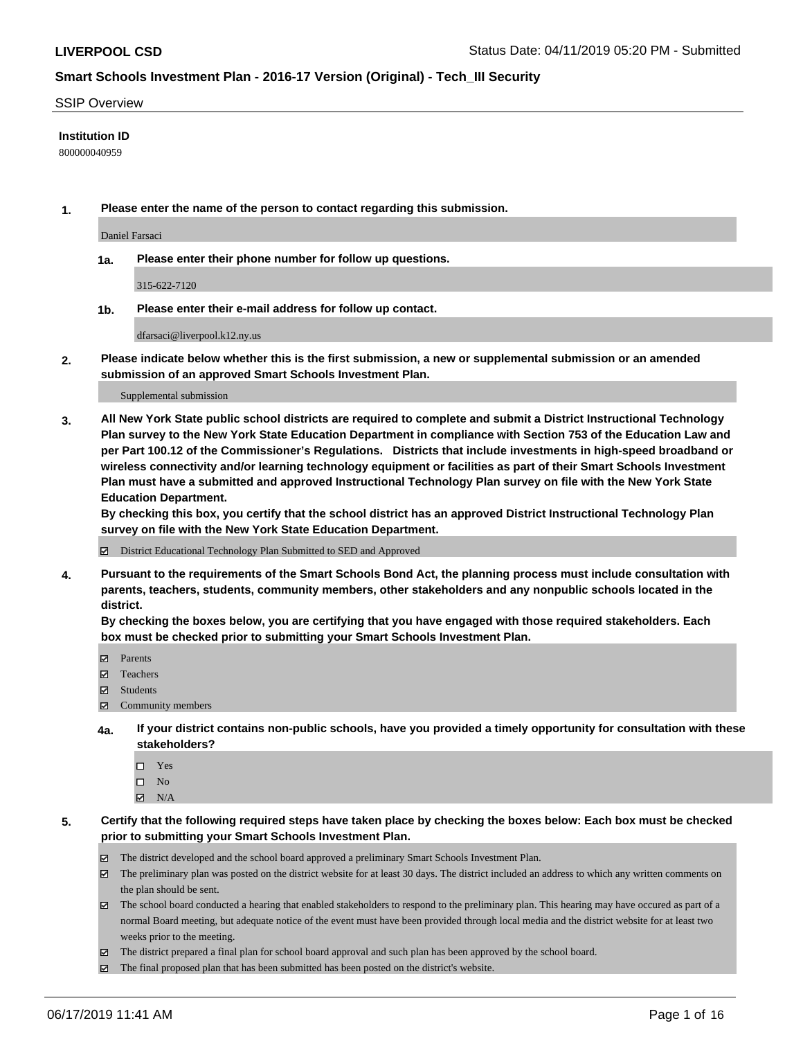**LIVERPOOL CSD** Status Date: 04/11/2019 05:20 PM - Submitted

## Smart Schools Investment Plan - 2016-17 Version (Original) - Tech_III Security

SSIP Overview

**Institution ID**

800000040959

**1. Please enter the name of the person to contact regarding this submission.**

Daniel Farsaci

**1a. Please enter their phone number for follow up questions.**

315-622-7120

**1b. Please enter their e-mail address for follow up contact.**

dfarsaci@liverpool.k12.ny.us

**2. Please indicate below whether this is the first submission, a new or supplemental submission or an amended submission of an approved Smart Schools Investment Plan.**

Supplemental submission

**3. All New York State public school districts are required to complete and submit a District Instructional Technology Plan survey to the New York State Education Department in compliance with Section 753 of the Education Law and per Part 100.12 of the Commissioner's Regulations. Districts that include investments in high-speed broadband or wireless connectivity and/or learning technology equipment or facilities as part of their Smart Schools Investment Plan must have a submitted and approved Instructional Technology Plan survey on file with the New York State Education Department.**
**By checking this box, you certify that the school district has an approved District Instructional Technology Plan survey on file with the New York State Education Department.**

- [x] District Educational Technology Plan Submitted to SED and Approved

**4. Pursuant to the requirements of the Smart Schools Bond Act, the planning process must include consultation with parents, teachers, students, community members, other stakeholders and any nonpublic schools located in the district.**
**By checking the boxes below, you are certifying that you have engaged with those required stakeholders. Each box must be checked prior to submitting your Smart Schools Investment Plan.**

- [x] Parents
- [x] Teachers
- [x] Students
- [x] Community members

**4a. If your district contains non-public schools, have you provided a timely opportunity for consultation with these stakeholders?**

- [ ] Yes
- [ ] No
- [x] N/A

**5. Certify that the following required steps have taken place by checking the boxes below: Each box must be checked prior to submitting your Smart Schools Investment Plan.**

- [x] The district developed and the school board approved a preliminary Smart Schools Investment Plan.
- [x] The preliminary plan was posted on the district website for at least 30 days. The district included an address to which any written comments on the plan should be sent.
- [x] The school board conducted a hearing that enabled stakeholders to respond to the preliminary plan. This hearing may have occured as part of a normal Board meeting, but adequate notice of the event must have been provided through local media and the district website for at least two weeks prior to the meeting.
- [x] The district prepared a final plan for school board approval and such plan has been approved by the school board.
- [x] The final proposed plan that has been submitted has been posted on the district's website.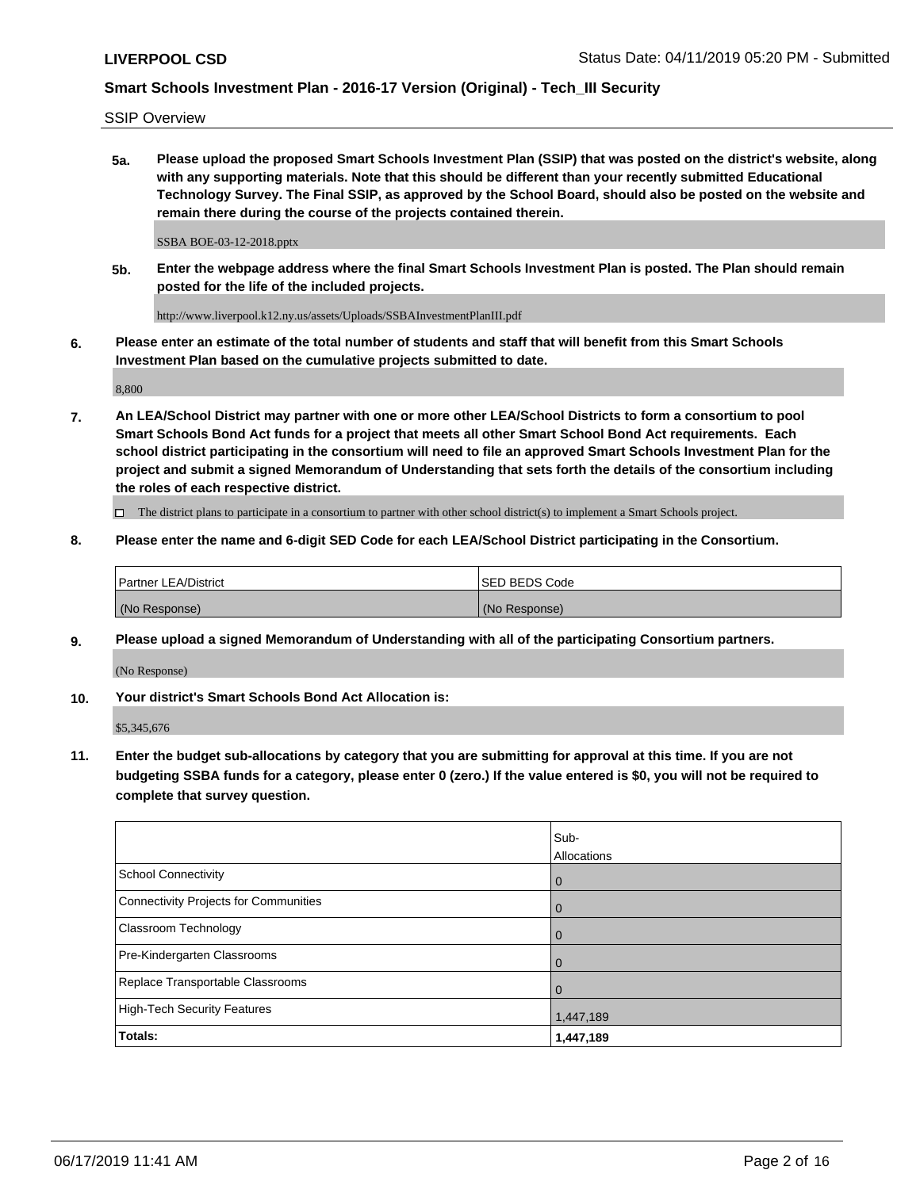SSIP Overview

**5a. Please upload the proposed Smart Schools Investment Plan (SSIP) that was posted on the district's website, along with any supporting materials. Note that this should be different than your recently submitted Educational Technology Survey. The Final SSIP, as approved by the School Board, should also be posted on the website and remain there during the course of the projects contained therein.**

SSBA BOE-03-12-2018.pptx

**5b. Enter the webpage address where the final Smart Schools Investment Plan is posted. The Plan should remain posted for the life of the included projects.**

http://www.liverpool.k12.ny.us/assets/Uploads/SSBAInvestmentPlanIII.pdf

**6. Please enter an estimate of the total number of students and staff that will benefit from this Smart Schools Investment Plan based on the cumulative projects submitted to date.**

8,800

**7. An LEA/School District may partner with one or more other LEA/School Districts to form a consortium to pool Smart Schools Bond Act funds for a project that meets all other Smart School Bond Act requirements. Each school district participating in the consortium will need to file an approved Smart Schools Investment Plan for the project and submit a signed Memorandum of Understanding that sets forth the details of the consortium including the roles of each respective district.**

☐ The district plans to participate in a consortium to partner with other school district(s) to implement a Smart Schools project.

**8. Please enter the name and 6-digit SED Code for each LEA/School District participating in the Consortium.**

| Partner LEA/District | SED BEDS Code |
| --- | --- |
| (No Response) | (No Response) |

**9. Please upload a signed Memorandum of Understanding with all of the participating Consortium partners.**

(No Response)

**10. Your district's Smart Schools Bond Act Allocation is:**

$5,345,676

**11. Enter the budget sub-allocations by category that you are submitting for approval at this time. If you are not budgeting SSBA funds for a category, please enter 0 (zero.) If the value entered is $0, you will not be required to complete that survey question.**

| | Sub-Allocations |
| --- | --- |
| School Connectivity | 0 |
| Connectivity Projects for Communities | 0 |
| Classroom Technology | 0 |
| Pre-Kindergarten Classrooms | 0 |
| Replace Transportable Classrooms | 0 |
| High-Tech Security Features | 1,447,189 |
| **Totals:** | **1,447,189** |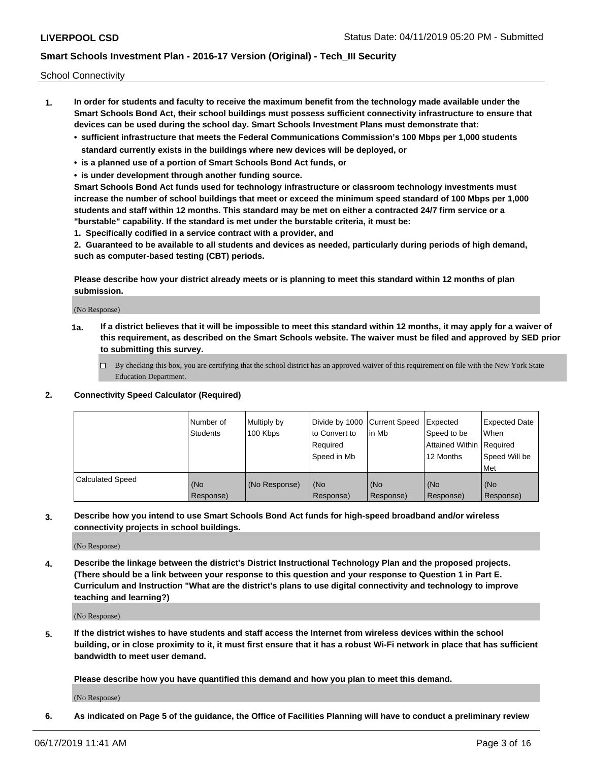School Connectivity

1. **In order for students and faculty to receive the maximum benefit from the technology made available under the Smart Schools Bond Act, their school buildings must possess sufficient connectivity infrastructure to ensure that devices can be used during the school day. Smart Schools Investment Plans must demonstrate that:**
   - **sufficient infrastructure that meets the Federal Communications Commission's 100 Mbps per 1,000 students standard currently exists in the buildings where new devices will be deployed, or**
   - **is a planned use of a portion of Smart Schools Bond Act funds, or**
   - **is under development through another funding source.**

   **Smart Schools Bond Act funds used for technology infrastructure or classroom technology investments must increase the number of school buildings that meet or exceed the minimum speed standard of 100 Mbps per 1,000 students and staff within 12 months. This standard may be met on either a contracted 24/7 firm service or a "burstable" capability. If the standard is met under the burstable criteria, it must be:**

   **1. Specifically codified in a service contract with a provider, and**

   **2. Guaranteed to be available to all students and devices as needed, particularly during periods of high demand, such as computer-based testing (CBT) periods.**

   **Please describe how your district already meets or is planning to meet this standard within 12 months of plan submission.**

   (No Response)

   **1a. If a district believes that it will be impossible to meet this standard within 12 months, it may apply for a waiver of this requirement, as described on the Smart Schools website. The waiver must be filed and approved by SED prior to submitting this survey.**

   ☐ By checking this box, you are certifying that the school district has an approved waiver of this requirement on file with the New York State Education Department.

2. **Connectivity Speed Calculator (Required)**

| | Number of Students | Multiply by 100 Kbps | Divide by 1000 to Convert to Required Speed in Mb | Current Speed in Mb | Expected Speed to be Attained Within 12 Months | Expected Date When Required Speed Will be Met |
|---|---|---|---|---|---|---|
| Calculated Speed | (No Response) | (No Response) | (No Response) | (No Response) | (No Response) | (No Response) |

3. **Describe how you intend to use Smart Schools Bond Act funds for high-speed broadband and/or wireless connectivity projects in school buildings.**

   (No Response)

4. **Describe the linkage between the district's District Instructional Technology Plan and the proposed projects. (There should be a link between your response to this question and your response to Question 1 in Part E. Curriculum and Instruction "What are the district's plans to use digital connectivity and technology to improve teaching and learning?)**

   (No Response)

5. **If the district wishes to have students and staff access the Internet from wireless devices within the school building, or in close proximity to it, it must first ensure that it has a robust Wi-Fi network in place that has sufficient bandwidth to meet user demand.**

   **Please describe how you have quantified this demand and how you plan to meet this demand.**

   (No Response)

6. **As indicated on Page 5 of the guidance, the Office of Facilities Planning will have to conduct a preliminary review**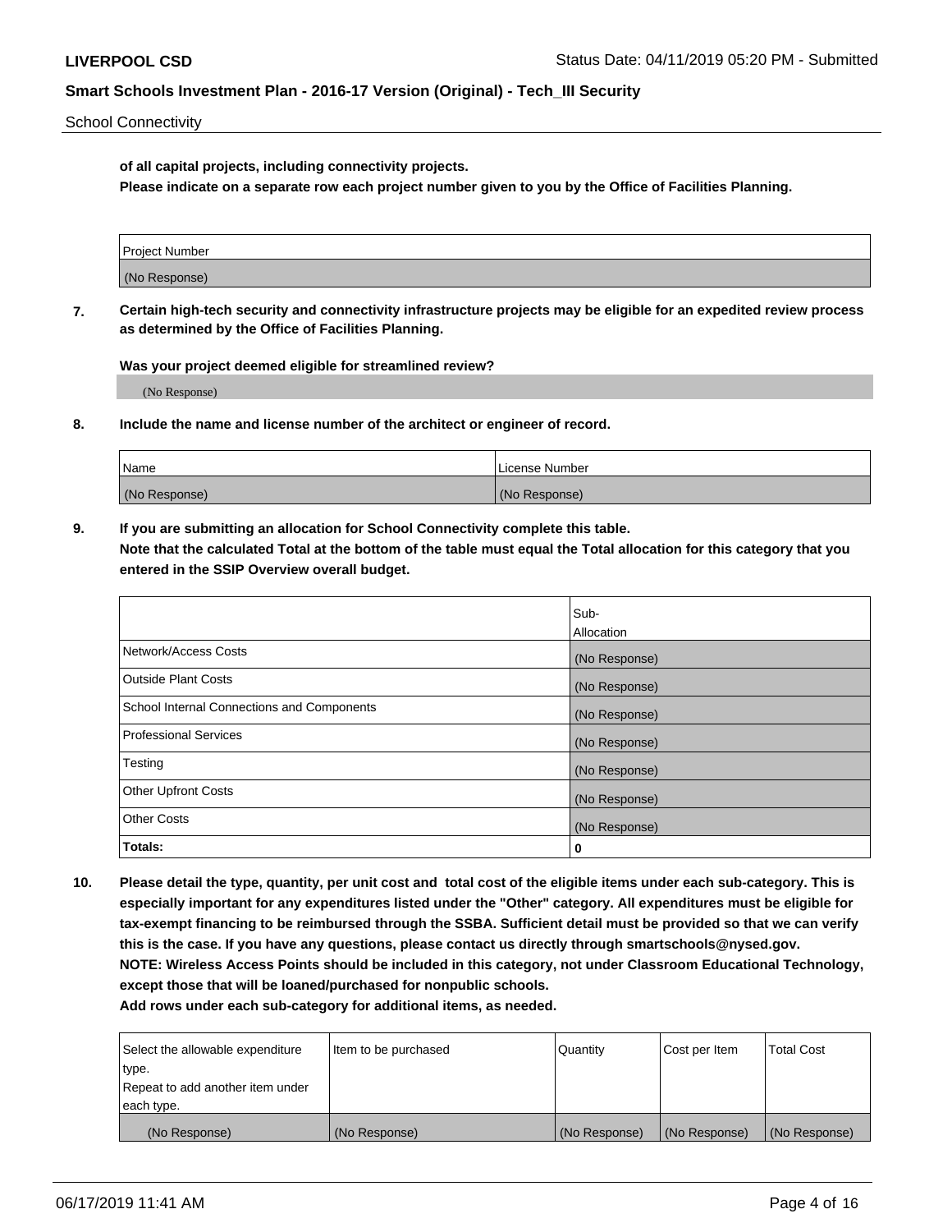School Connectivity

**of all capital projects, including connectivity projects.**
**Please indicate on a separate row each project number given to you by the Office of Facilities Planning.**

| Project Number |
|---|
| (No Response) |

**7. Certain high-tech security and connectivity infrastructure projects may be eligible for an expedited review process as determined by the Office of Facilities Planning.**

**Was your project deemed eligible for streamlined review?**

(No Response)

**8. Include the name and license number of the architect or engineer of record.**

| Name | License Number |
|---|---|
| (No Response) | (No Response) |

**9. If you are submitting an allocation for School Connectivity complete this table.**
**Note that the calculated Total at the bottom of the table must equal the Total allocation for this category that you entered in the SSIP Overview overall budget.**

| | Sub-Allocation |
|---|---|
| Network/Access Costs | (No Response) |
| Outside Plant Costs | (No Response) |
| School Internal Connections and Components | (No Response) |
| Professional Services | (No Response) |
| Testing | (No Response) |
| Other Upfront Costs | (No Response) |
| Other Costs | (No Response) |
| **Totals:** | **0** |

**10. Please detail the type, quantity, per unit cost and total cost of the eligible items under each sub-category. This is especially important for any expenditures listed under the "Other" category. All expenditures must be eligible for tax-exempt financing to be reimbursed through the SSBA. Sufficient detail must be provided so that we can verify this is the case. If you have any questions, please contact us directly through smartschools@nysed.gov.**
**NOTE: Wireless Access Points should be included in this category, not under Classroom Educational Technology, except those that will be loaned/purchased for nonpublic schools.**
**Add rows under each sub-category for additional items, as needed.**

| Select the allowable expenditure type. Repeat to add another item under each type. | Item to be purchased | Quantity | Cost per Item | Total Cost |
|---|---|---|---|---|
| (No Response) | (No Response) | (No Response) | (No Response) | (No Response) |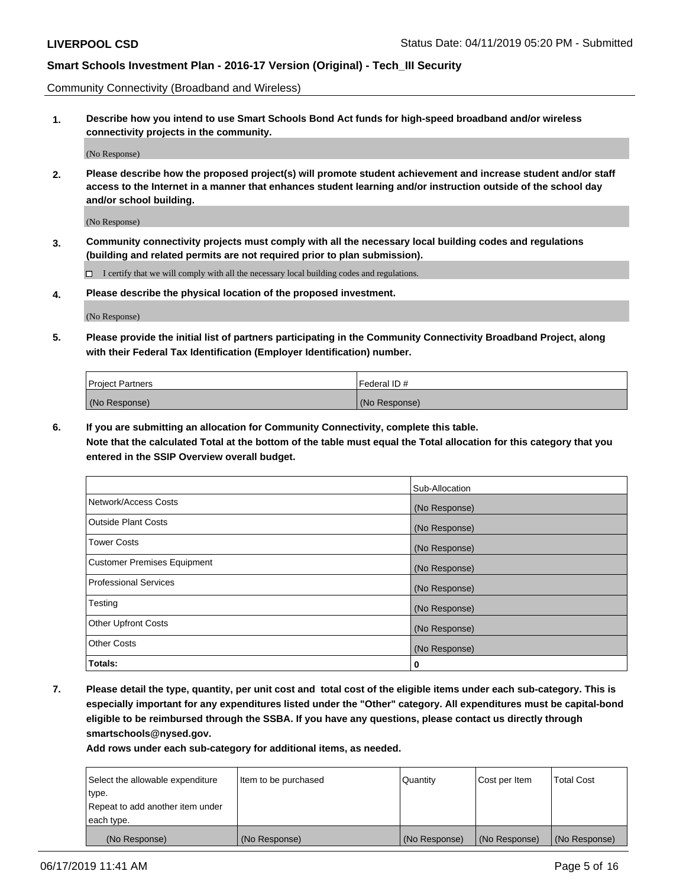Community Connectivity (Broadband and Wireless)

**1. Describe how you intend to use Smart Schools Bond Act funds for high-speed broadband and/or wireless connectivity projects in the community.**

(No Response)

**2. Please describe how the proposed project(s) will promote student achievement and increase student and/or staff access to the Internet in a manner that enhances student learning and/or instruction outside of the school day and/or school building.**

(No Response)

**3. Community connectivity projects must comply with all the necessary local building codes and regulations (building and related permits are not required prior to plan submission).**

☐ I certify that we will comply with all the necessary local building codes and regulations.

**4. Please describe the physical location of the proposed investment.**

(No Response)

**5. Please provide the initial list of partners participating in the Community Connectivity Broadband Project, along with their Federal Tax Identification (Employer Identification) number.**

| Project Partners | Federal ID # |
|---|---|
| (No Response) | (No Response) |

**6. If you are submitting an allocation for Community Connectivity, complete this table.**
**Note that the calculated Total at the bottom of the table must equal the Total allocation for this category that you entered in the SSIP Overview overall budget.**

| | Sub-Allocation |
|---|---|
| Network/Access Costs | (No Response) |
| Outside Plant Costs | (No Response) |
| Tower Costs | (No Response) |
| Customer Premises Equipment | (No Response) |
| Professional Services | (No Response) |
| Testing | (No Response) |
| Other Upfront Costs | (No Response) |
| Other Costs | (No Response) |
| **Totals:** | **0** |

**7. Please detail the type, quantity, per unit cost and total cost of the eligible items under each sub-category. This is especially important for any expenditures listed under the "Other" category. All expenditures must be capital-bond eligible to be reimbursed through the SSBA. If you have any questions, please contact us directly through smartschools@nysed.gov.**
**Add rows under each sub-category for additional items, as needed.**

| Select the allowable expenditure type. Repeat to add another item under each type. | Item to be purchased | Quantity | Cost per Item | Total Cost |
|---|---|---|---|---|
| (No Response) | (No Response) | (No Response) | (No Response) | (No Response) |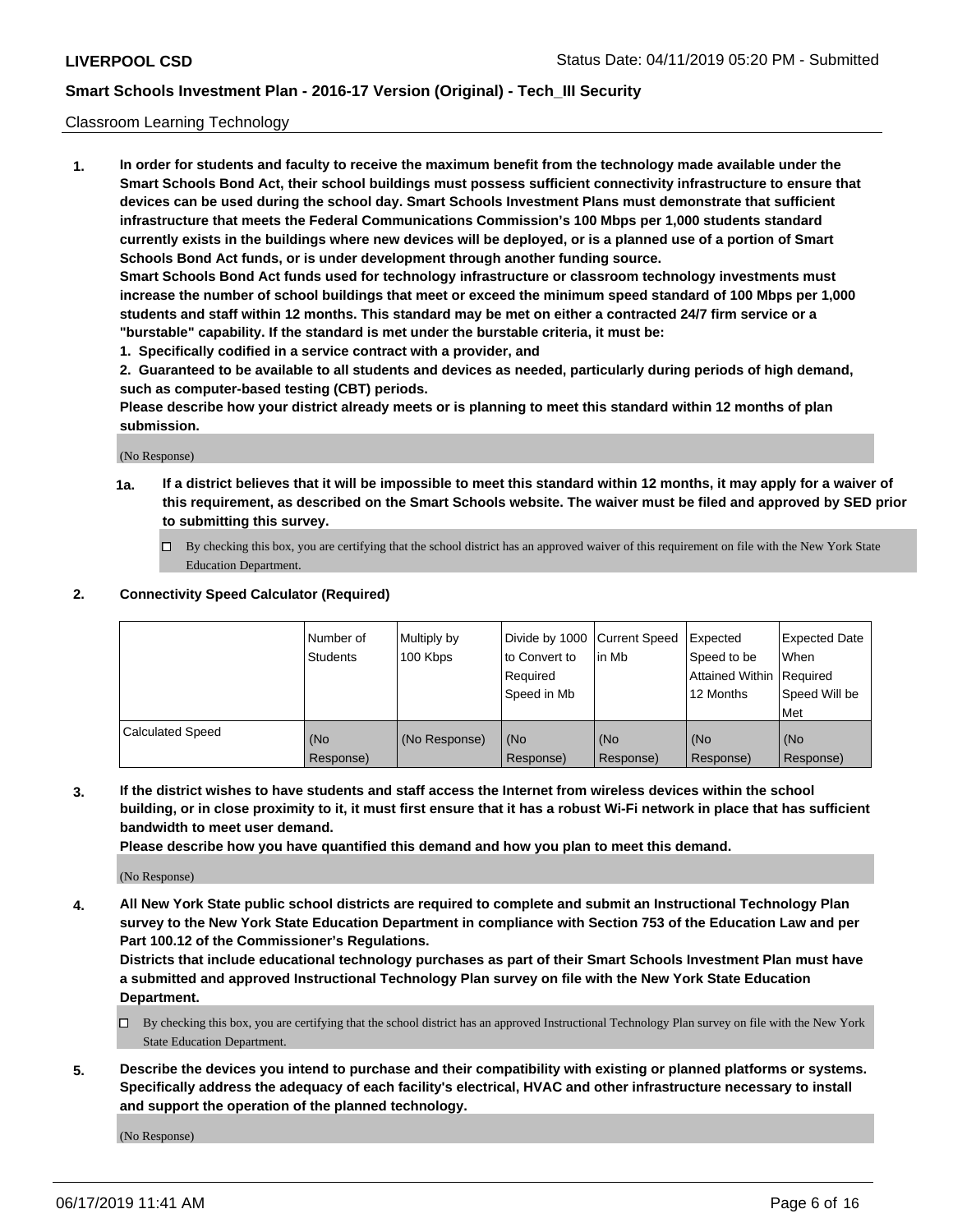Classroom Learning Technology

**1. In order for students and faculty to receive the maximum benefit from the technology made available under the Smart Schools Bond Act, their school buildings must possess sufficient connectivity infrastructure to ensure that devices can be used during the school day. Smart Schools Investment Plans must demonstrate that sufficient infrastructure that meets the Federal Communications Commission's 100 Mbps per 1,000 students standard currently exists in the buildings where new devices will be deployed, or is a planned use of a portion of Smart Schools Bond Act funds, or is under development through another funding source.**

**Smart Schools Bond Act funds used for technology infrastructure or classroom technology investments must increase the number of school buildings that meet or exceed the minimum speed standard of 100 Mbps per 1,000 students and staff within 12 months. This standard may be met on either a contracted 24/7 firm service or a "burstable" capability. If the standard is met under the burstable criteria, it must be:**

**1. Specifically codified in a service contract with a provider, and**

**2. Guaranteed to be available to all students and devices as needed, particularly during periods of high demand, such as computer-based testing (CBT) periods.**

**Please describe how your district already meets or is planning to meet this standard within 12 months of plan submission.**

(No Response)

**1a. If a district believes that it will be impossible to meet this standard within 12 months, it may apply for a waiver of this requirement, as described on the Smart Schools website. The waiver must be filed and approved by SED prior to submitting this survey.**

☐ By checking this box, you are certifying that the school district has an approved waiver of this requirement on file with the New York State Education Department.

**2. Connectivity Speed Calculator (Required)**

| | Number of Students | Multiply by 100 Kbps | Divide by 1000 to Convert to Required Speed in Mb | Current Speed in Mb | Expected Speed to be Attained Within 12 Months | Expected Date When Required Speed Will be Met |
|---|---|---|---|---|---|---|
| Calculated Speed | (No Response) | (No Response) | (No Response) | (No Response) | (No Response) | (No Response) |

**3. If the district wishes to have students and staff access the Internet from wireless devices within the school building, or in close proximity to it, it must first ensure that it has a robust Wi-Fi network in place that has sufficient bandwidth to meet user demand.**

**Please describe how you have quantified this demand and how you plan to meet this demand.**

(No Response)

**4. All New York State public school districts are required to complete and submit an Instructional Technology Plan survey to the New York State Education Department in compliance with Section 753 of the Education Law and per Part 100.12 of the Commissioner's Regulations.**

**Districts that include educational technology purchases as part of their Smart Schools Investment Plan must have a submitted and approved Instructional Technology Plan survey on file with the New York State Education Department.**

☐ By checking this box, you are certifying that the school district has an approved Instructional Technology Plan survey on file with the New York State Education Department.

**5. Describe the devices you intend to purchase and their compatibility with existing or planned platforms or systems. Specifically address the adequacy of each facility's electrical, HVAC and other infrastructure necessary to install and support the operation of the planned technology.**

(No Response)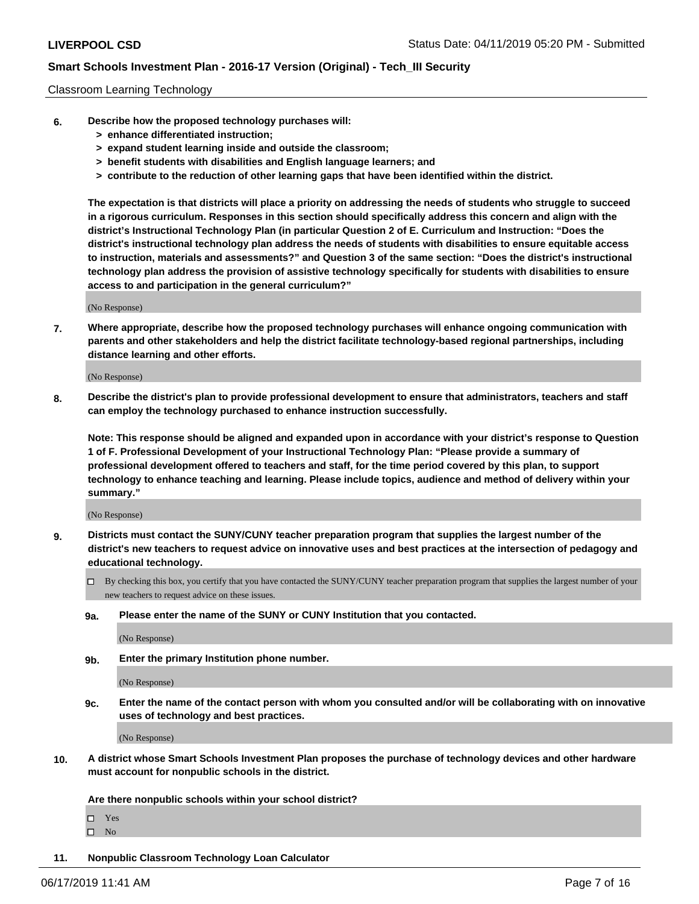Classroom Learning Technology

**6. Describe how the proposed technology purchases will:**
  **> enhance differentiated instruction;**
  **> expand student learning inside and outside the classroom;**
  **> benefit students with disabilities and English language learners; and**
  **> contribute to the reduction of other learning gaps that have been identified within the district.**

**The expectation is that districts will place a priority on addressing the needs of students who struggle to succeed in a rigorous curriculum. Responses in this section should specifically address this concern and align with the district's Instructional Technology Plan (in particular Question 2 of E. Curriculum and Instruction: "Does the district's instructional technology plan address the needs of students with disabilities to ensure equitable access to instruction, materials and assessments?" and Question 3 of the same section: "Does the district's instructional technology plan address the provision of assistive technology specifically for students with disabilities to ensure access to and participation in the general curriculum?"**

(No Response)

**7. Where appropriate, describe how the proposed technology purchases will enhance ongoing communication with parents and other stakeholders and help the district facilitate technology-based regional partnerships, including distance learning and other efforts.**

(No Response)

**8. Describe the district's plan to provide professional development to ensure that administrators, teachers and staff can employ the technology purchased to enhance instruction successfully.**

**Note: This response should be aligned and expanded upon in accordance with your district's response to Question 1 of F. Professional Development of your Instructional Technology Plan: "Please provide a summary of professional development offered to teachers and staff, for the time period covered by this plan, to support technology to enhance teaching and learning. Please include topics, audience and method of delivery within your summary."**

(No Response)

**9. Districts must contact the SUNY/CUNY teacher preparation program that supplies the largest number of the district's new teachers to request advice on innovative uses and best practices at the intersection of pedagogy and educational technology.**

☐ By checking this box, you certify that you have contacted the SUNY/CUNY teacher preparation program that supplies the largest number of your new teachers to request advice on these issues.

**9a. Please enter the name of the SUNY or CUNY Institution that you contacted.**

(No Response)

**9b. Enter the primary Institution phone number.**

(No Response)

**9c. Enter the name of the contact person with whom you consulted and/or will be collaborating with on innovative uses of technology and best practices.**

(No Response)

**10. A district whose Smart Schools Investment Plan proposes the purchase of technology devices and other hardware must account for nonpublic schools in the district.**

**Are there nonpublic schools within your school district?**

☐ Yes
☐ No

**11. Nonpublic Classroom Technology Loan Calculator**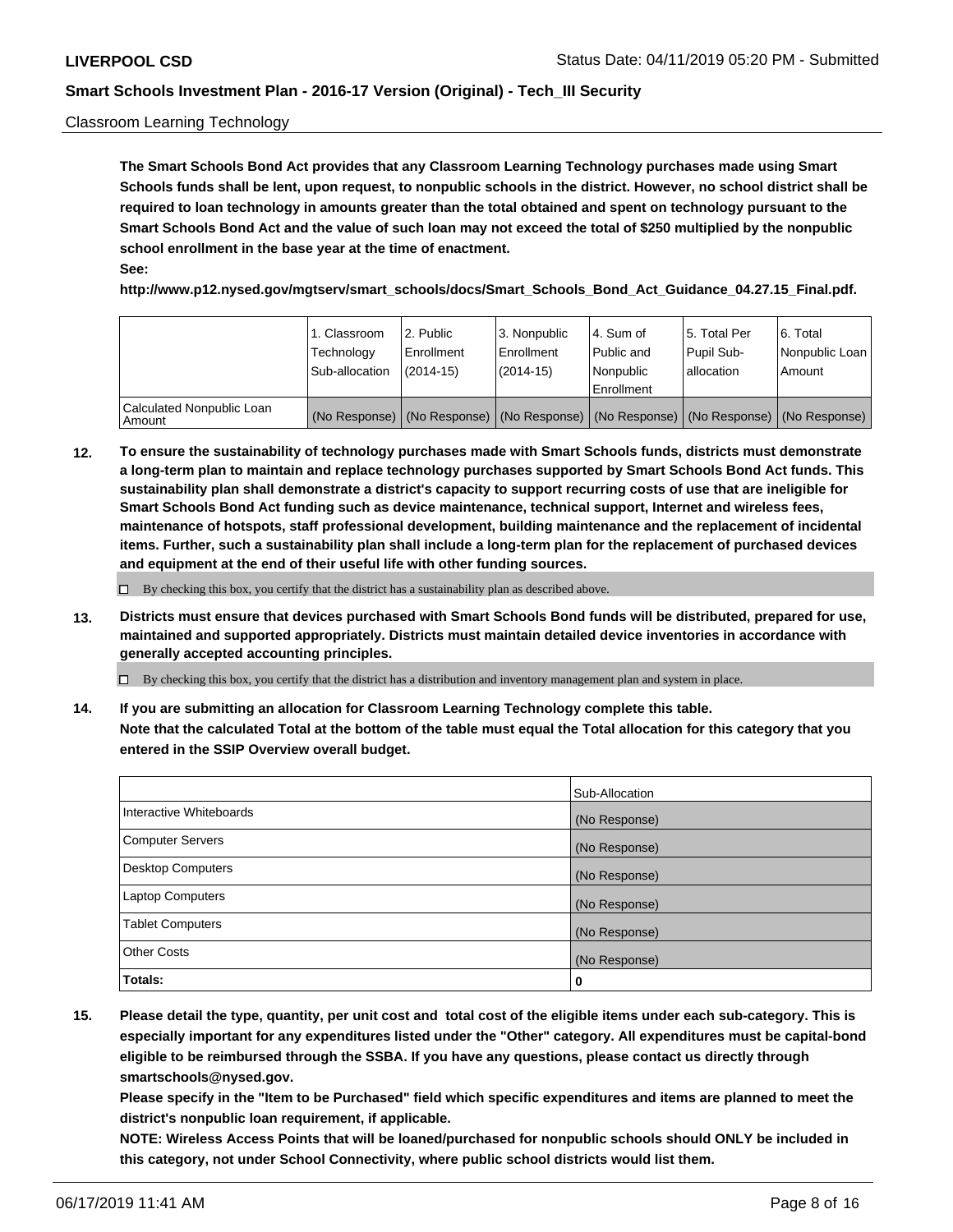Classroom Learning Technology

**The Smart Schools Bond Act provides that any Classroom Learning Technology purchases made using Smart Schools funds shall be lent, upon request, to nonpublic schools in the district. However, no school district shall be required to loan technology in amounts greater than the total obtained and spent on technology pursuant to the Smart Schools Bond Act and the value of such loan may not exceed the total of $250 multiplied by the nonpublic school enrollment in the base year at the time of enactment.**

**See:**

**http://www.p12.nysed.gov/mgtserv/smart_schools/docs/Smart_Schools_Bond_Act_Guidance_04.27.15_Final.pdf.**

| | 1. Classroom Technology Sub-allocation | 2. Public Enrollment (2014-15) | 3. Nonpublic Enrollment (2014-15) | 4. Sum of Public and Nonpublic Enrollment | 5. Total Per Pupil Sub-allocation | 6. Total Nonpublic Loan Amount |
|---|---|---|---|---|---|---|
| Calculated Nonpublic Loan Amount | (No Response) | (No Response) | (No Response) | (No Response) | (No Response) | (No Response) |

**12. To ensure the sustainability of technology purchases made with Smart Schools funds, districts must demonstrate a long-term plan to maintain and replace technology purchases supported by Smart Schools Bond Act funds. This sustainability plan shall demonstrate a district's capacity to support recurring costs of use that are ineligible for Smart Schools Bond Act funding such as device maintenance, technical support, Internet and wireless fees, maintenance of hotspots, staff professional development, building maintenance and the replacement of incidental items. Further, such a sustainability plan shall include a long-term plan for the replacement of purchased devices and equipment at the end of their useful life with other funding sources.**

☐ By checking this box, you certify that the district has a sustainability plan as described above.

**13. Districts must ensure that devices purchased with Smart Schools Bond funds will be distributed, prepared for use, maintained and supported appropriately. Districts must maintain detailed device inventories in accordance with generally accepted accounting principles.**

☐ By checking this box, you certify that the district has a distribution and inventory management plan and system in place.

**14. If you are submitting an allocation for Classroom Learning Technology complete this table.**
**Note that the calculated Total at the bottom of the table must equal the Total allocation for this category that you entered in the SSIP Overview overall budget.**

| | Sub-Allocation |
|---|---|
| Interactive Whiteboards | (No Response) |
| Computer Servers | (No Response) |
| Desktop Computers | (No Response) |
| Laptop Computers | (No Response) |
| Tablet Computers | (No Response) |
| Other Costs | (No Response) |
| **Totals:** | **0** |

**15. Please detail the type, quantity, per unit cost and total cost of the eligible items under each sub-category. This is especially important for any expenditures listed under the "Other" category. All expenditures must be capital-bond eligible to be reimbursed through the SSBA. If you have any questions, please contact us directly through smartschools@nysed.gov.**
**Please specify in the "Item to be Purchased" field which specific expenditures and items are planned to meet the district's nonpublic loan requirement, if applicable.**
**NOTE: Wireless Access Points that will be loaned/purchased for nonpublic schools should ONLY be included in this category, not under School Connectivity, where public school districts would list them.**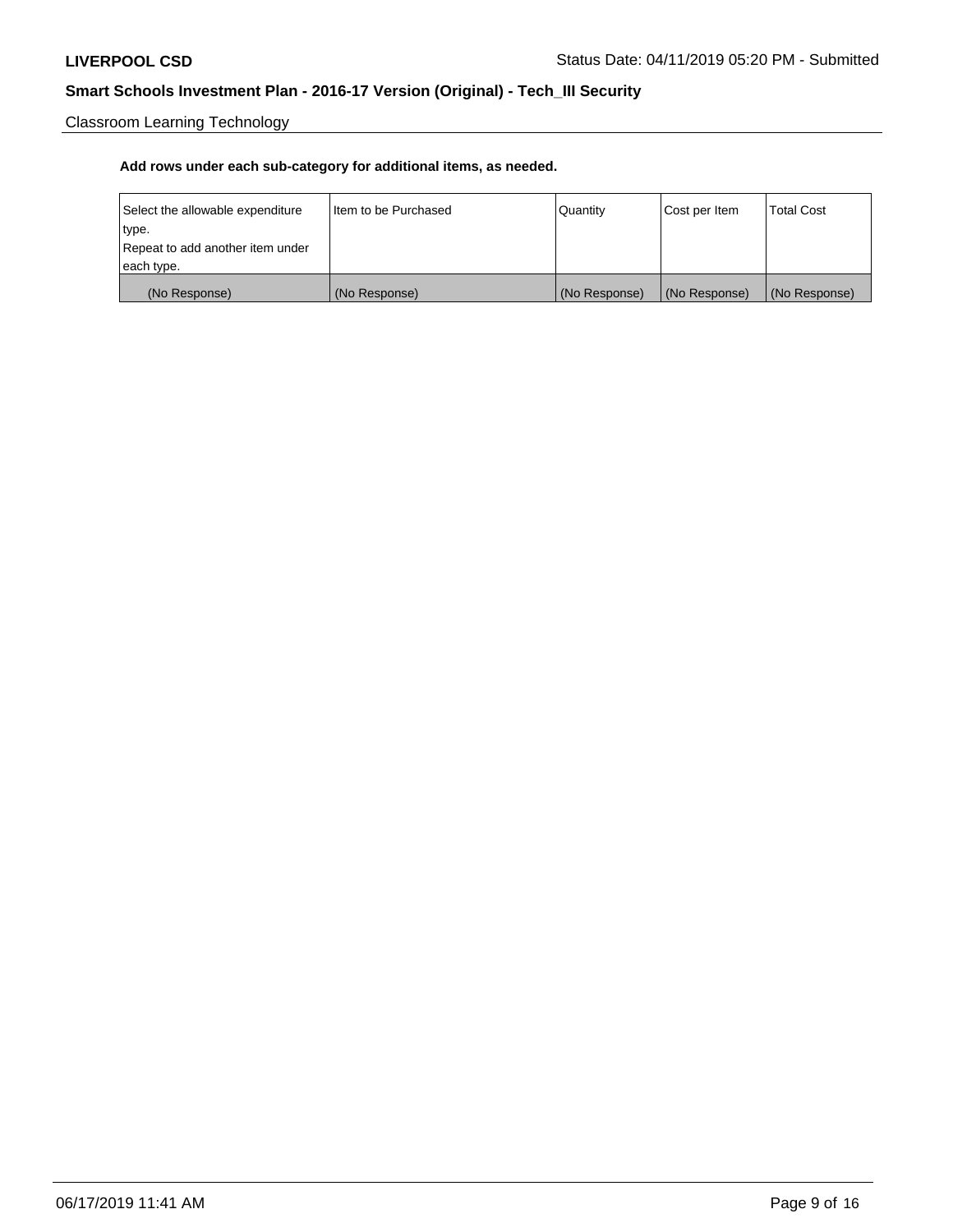Classroom Learning Technology

**Add rows under each sub-category for additional items, as needed.**

| Select the allowable expenditure type. Repeat to add another item under each type. | Item to be Purchased | Quantity | Cost per Item | Total Cost |
| --- | --- | --- | --- | --- |
| (No Response) | (No Response) | (No Response) | (No Response) | (No Response) |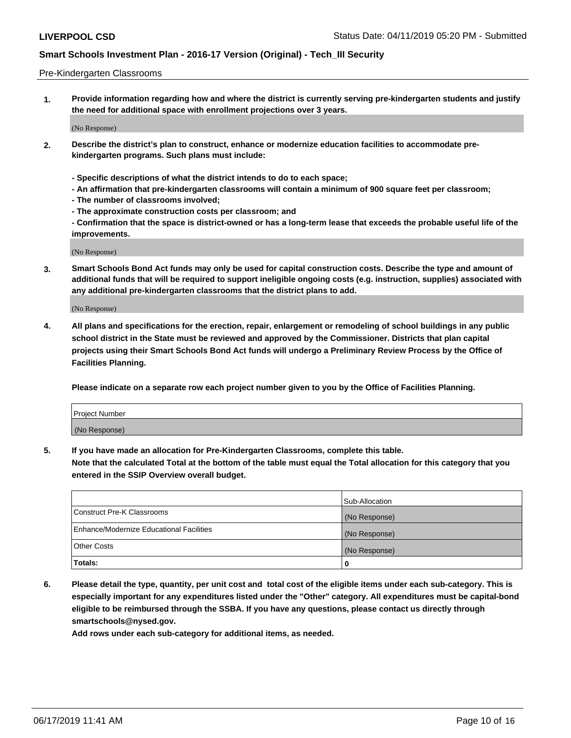Pre-Kindergarten Classrooms

**1. Provide information regarding how and where the district is currently serving pre-kindergarten students and justify the need for additional space with enrollment projections over 3 years.**

(No Response)

**2. Describe the district's plan to construct, enhance or modernize education facilities to accommodate pre-kindergarten programs. Such plans must include:**

**- Specific descriptions of what the district intends to do to each space;**
**- An affirmation that pre-kindergarten classrooms will contain a minimum of 900 square feet per classroom;**
**- The number of classrooms involved;**
**- The approximate construction costs per classroom; and**
**- Confirmation that the space is district-owned or has a long-term lease that exceeds the probable useful life of the improvements.**

(No Response)

**3. Smart Schools Bond Act funds may only be used for capital construction costs. Describe the type and amount of additional funds that will be required to support ineligible ongoing costs (e.g. instruction, supplies) associated with any additional pre-kindergarten classrooms that the district plans to add.**

(No Response)

**4. All plans and specifications for the erection, repair, enlargement or remodeling of school buildings in any public school district in the State must be reviewed and approved by the Commissioner. Districts that plan capital projects using their Smart Schools Bond Act funds will undergo a Preliminary Review Process by the Office of Facilities Planning.**

**Please indicate on a separate row each project number given to you by the Office of Facilities Planning.**

| Project Number |
|---|
| (No Response) |

**5. If you have made an allocation for Pre-Kindergarten Classrooms, complete this table.**
**Note that the calculated Total at the bottom of the table must equal the Total allocation for this category that you entered in the SSIP Overview overall budget.**

| | Sub-Allocation |
|---|---|
| Construct Pre-K Classrooms | (No Response) |
| Enhance/Modernize Educational Facilities | (No Response) |
| Other Costs | (No Response) |
| **Totals:** | **0** |

**6. Please detail the type, quantity, per unit cost and total cost of the eligible items under each sub-category. This is especially important for any expenditures listed under the "Other" category. All expenditures must be capital-bond eligible to be reimbursed through the SSBA. If you have any questions, please contact us directly through smartschools@nysed.gov.**

**Add rows under each sub-category for additional items, as needed.**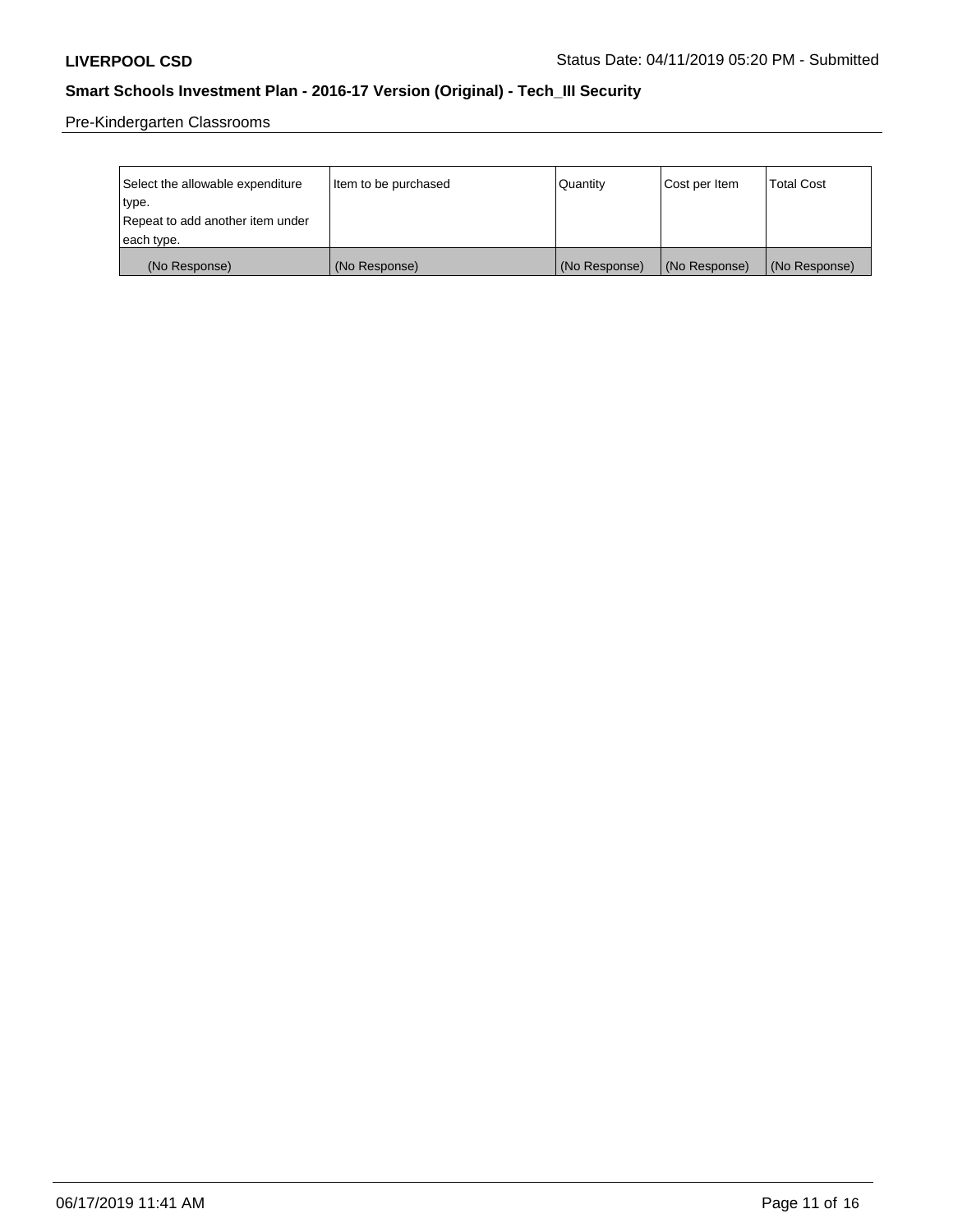Pre-Kindergarten Classrooms

| Select the allowable expenditure type.<br>Repeat to add another item under each type. | Item to be purchased | Quantity | Cost per Item | Total Cost |
|---|---|---|---|---|
| (No Response) | (No Response) | (No Response) | (No Response) | (No Response) |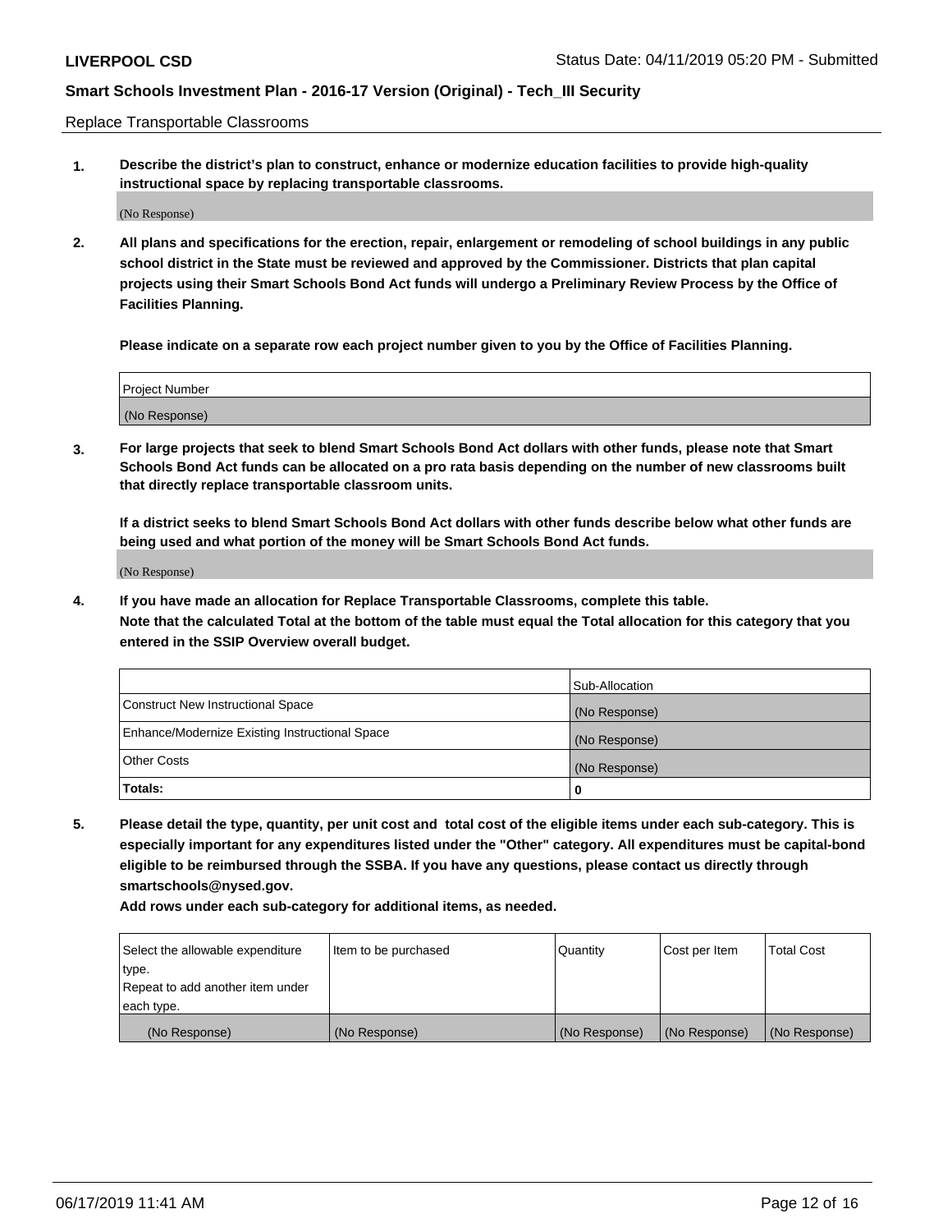Replace Transportable Classrooms

**1. Describe the district's plan to construct, enhance or modernize education facilities to provide high-quality instructional space by replacing transportable classrooms.**

(No Response)

**2. All plans and specifications for the erection, repair, enlargement or remodeling of school buildings in any public school district in the State must be reviewed and approved by the Commissioner. Districts that plan capital projects using their Smart Schools Bond Act funds will undergo a Preliminary Review Process by the Office of Facilities Planning.**

**Please indicate on a separate row each project number given to you by the Office of Facilities Planning.**

| Project Number |
| --- |
| (No Response) |

**3. For large projects that seek to blend Smart Schools Bond Act dollars with other funds, please note that Smart Schools Bond Act funds can be allocated on a pro rata basis depending on the number of new classrooms built that directly replace transportable classroom units.**

**If a district seeks to blend Smart Schools Bond Act dollars with other funds describe below what other funds are being used and what portion of the money will be Smart Schools Bond Act funds.**

(No Response)

**4. If you have made an allocation for Replace Transportable Classrooms, complete this table. Note that the calculated Total at the bottom of the table must equal the Total allocation for this category that you entered in the SSIP Overview overall budget.**

| | Sub-Allocation |
| --- | --- |
| Construct New Instructional Space | (No Response) |
| Enhance/Modernize Existing Instructional Space | (No Response) |
| Other Costs | (No Response) |
| **Totals:** | **0** |

**5. Please detail the type, quantity, per unit cost and total cost of the eligible items under each sub-category. This is especially important for any expenditures listed under the "Other" category. All expenditures must be capital-bond eligible to be reimbursed through the SSBA. If you have any questions, please contact us directly through smartschools@nysed.gov.**

**Add rows under each sub-category for additional items, as needed.**

| Select the allowable expenditure type. Repeat to add another item under each type. | Item to be purchased | Quantity | Cost per Item | Total Cost |
| --- | --- | --- | --- | --- |
| (No Response) | (No Response) | (No Response) | (No Response) | (No Response) |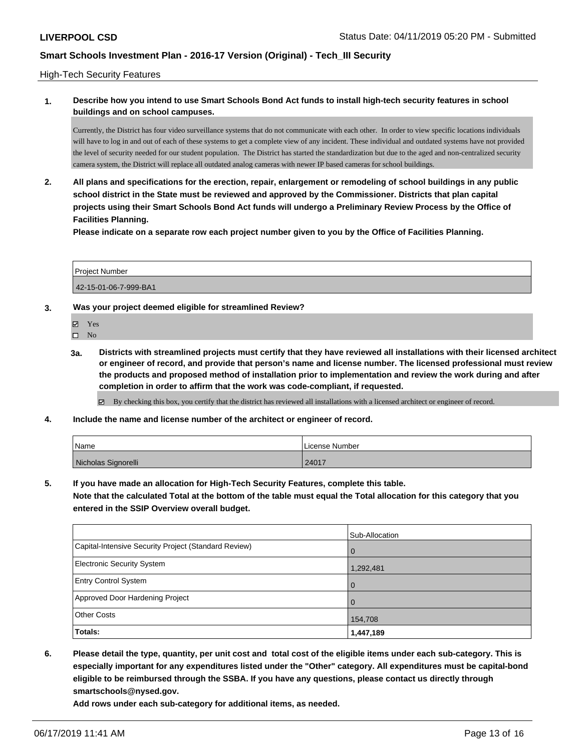High-Tech Security Features

**1. Describe how you intend to use Smart Schools Bond Act funds to install high-tech security features in school buildings and on school campuses.**

Currently, the District has four video surveillance systems that do not communicate with each other. In order to view specific locations individuals will have to log in and out of each of these systems to get a complete view of any incident. These individual and outdated systems have not provided the level of security needed for our student population. The District has started the standardization but due to the aged and non-centralized security camera system, the District will replace all outdated analog cameras with newer IP based cameras for school buildings.

**2. All plans and specifications for the erection, repair, enlargement or remodeling of school buildings in any public school district in the State must be reviewed and approved by the Commissioner. Districts that plan capital projects using their Smart Schools Bond Act funds will undergo a Preliminary Review Process by the Office of Facilities Planning.**

**Please indicate on a separate row each project number given to you by the Office of Facilities Planning.**

| Project Number |
| --- |
| 42-15-01-06-7-999-BA1 |

**3. Was your project deemed eligible for streamlined Review?**

- ☑ Yes
- ☐ No

**3a. Districts with streamlined projects must certify that they have reviewed all installations with their licensed architect or engineer of record, and provide that person's name and license number. The licensed professional must review the products and proposed method of installation prior to implementation and review the work during and after completion in order to affirm that the work was code-compliant, if requested.**

- ☑ By checking this box, you certify that the district has reviewed all installations with a licensed architect or engineer of record.

**4. Include the name and license number of the architect or engineer of record.**

| Name | License Number |
| --- | --- |
| Nicholas Signorelli | 24017 |

**5. If you have made an allocation for High-Tech Security Features, complete this table.**

**Note that the calculated Total at the bottom of the table must equal the Total allocation for this category that you entered in the SSIP Overview overall budget.**

| | Sub-Allocation |
| --- | --- |
| Capital-Intensive Security Project (Standard Review) | 0 |
| Electronic Security System | 1,292,481 |
| Entry Control System | 0 |
| Approved Door Hardening Project | 0 |
| Other Costs | 154,708 |
| **Totals:** | **1,447,189** |

**6. Please detail the type, quantity, per unit cost and total cost of the eligible items under each sub-category. This is especially important for any expenditures listed under the "Other" category. All expenditures must be capital-bond eligible to be reimbursed through the SSBA. If you have any questions, please contact us directly through smartschools@nysed.gov.**

**Add rows under each sub-category for additional items, as needed.**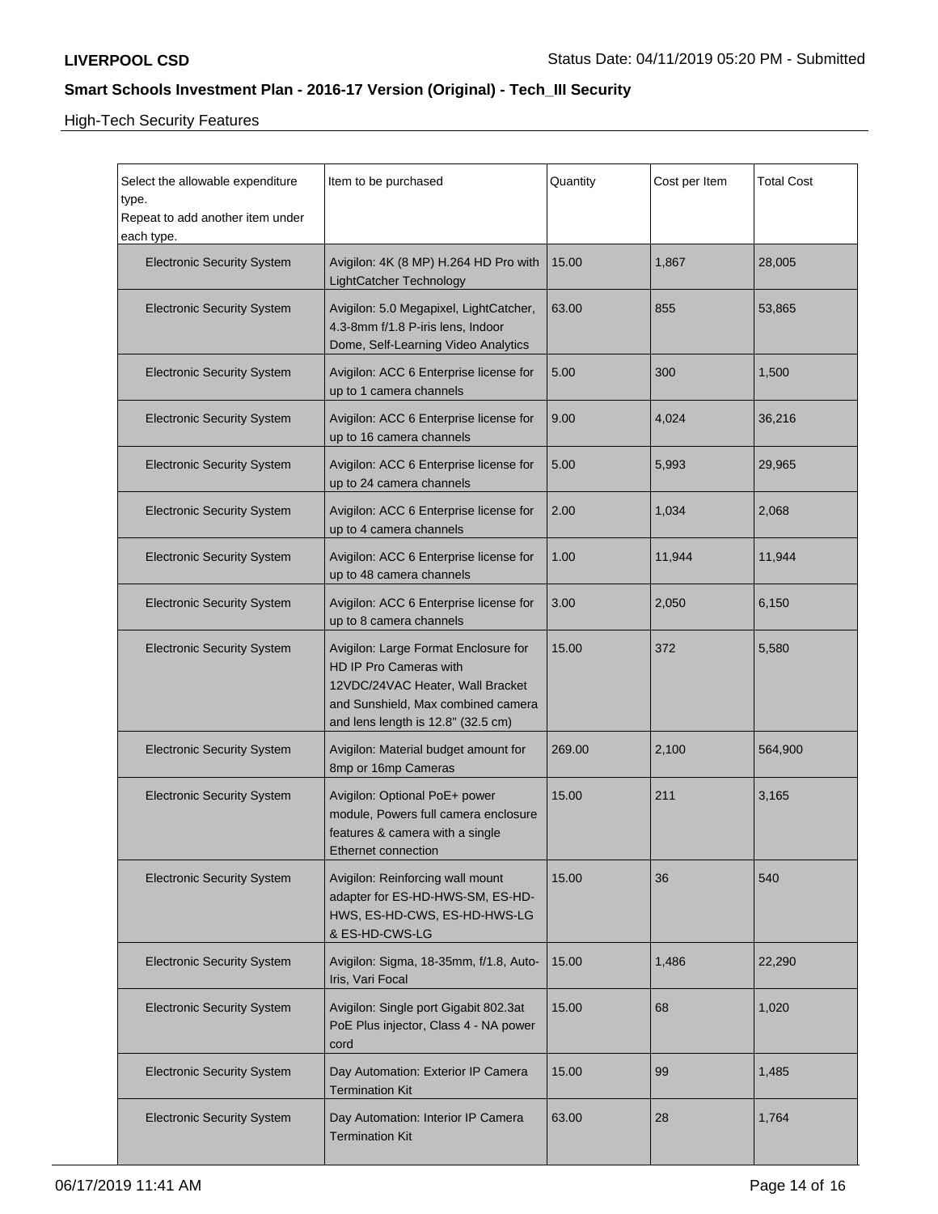## High-Tech Security Features

| Select the allowable expenditure type. Repeat to add another item under each type. | Item to be purchased | Quantity | Cost per Item | Total Cost |
|---|---|---|---|---|
| Electronic Security System | Avigilon: 4K (8 MP) H.264 HD Pro with LightCatcher Technology | 15.00 | 1,867 | 28,005 |
| Electronic Security System | Avigilon: 5.0 Megapixel, LightCatcher, 4.3-8mm f/1.8 P-iris lens, Indoor Dome, Self-Learning Video Analytics | 63.00 | 855 | 53,865 |
| Electronic Security System | Avigilon: ACC 6 Enterprise license for up to 1 camera channels | 5.00 | 300 | 1,500 |
| Electronic Security System | Avigilon: ACC 6 Enterprise license for up to 16 camera channels | 9.00 | 4,024 | 36,216 |
| Electronic Security System | Avigilon: ACC 6 Enterprise license for up to 24 camera channels | 5.00 | 5,993 | 29,965 |
| Electronic Security System | Avigilon: ACC 6 Enterprise license for up to 4 camera channels | 2.00 | 1,034 | 2,068 |
| Electronic Security System | Avigilon: ACC 6 Enterprise license for up to 48 camera channels | 1.00 | 11,944 | 11,944 |
| Electronic Security System | Avigilon: ACC 6 Enterprise license for up to 8 camera channels | 3.00 | 2,050 | 6,150 |
| Electronic Security System | Avigilon: Large Format Enclosure for HD IP Pro Cameras with 12VDC/24VAC Heater, Wall Bracket and Sunshield, Max combined camera and lens length is 12.8" (32.5 cm) | 15.00 | 372 | 5,580 |
| Electronic Security System | Avigilon: Material budget amount for 8mp or 16mp Cameras | 269.00 | 2,100 | 564,900 |
| Electronic Security System | Avigilon: Optional PoE+ power module, Powers full camera enclosure features & camera with a single Ethernet connection | 15.00 | 211 | 3,165 |
| Electronic Security System | Avigilon: Reinforcing wall mount adapter for ES-HD-HWS-SM, ES-HD-HWS, ES-HD-CWS, ES-HD-HWS-LG & ES-HD-CWS-LG | 15.00 | 36 | 540 |
| Electronic Security System | Avigilon: Sigma, 18-35mm, f/1.8, Auto-Iris, Vari Focal | 15.00 | 1,486 | 22,290 |
| Electronic Security System | Avigilon: Single port Gigabit 802.3at PoE Plus injector, Class 4 - NA power cord | 15.00 | 68 | 1,020 |
| Electronic Security System | Day Automation: Exterior IP Camera Termination Kit | 15.00 | 99 | 1,485 |
| Electronic Security System | Day Automation: Interior IP Camera Termination Kit | 63.00 | 28 | 1,764 |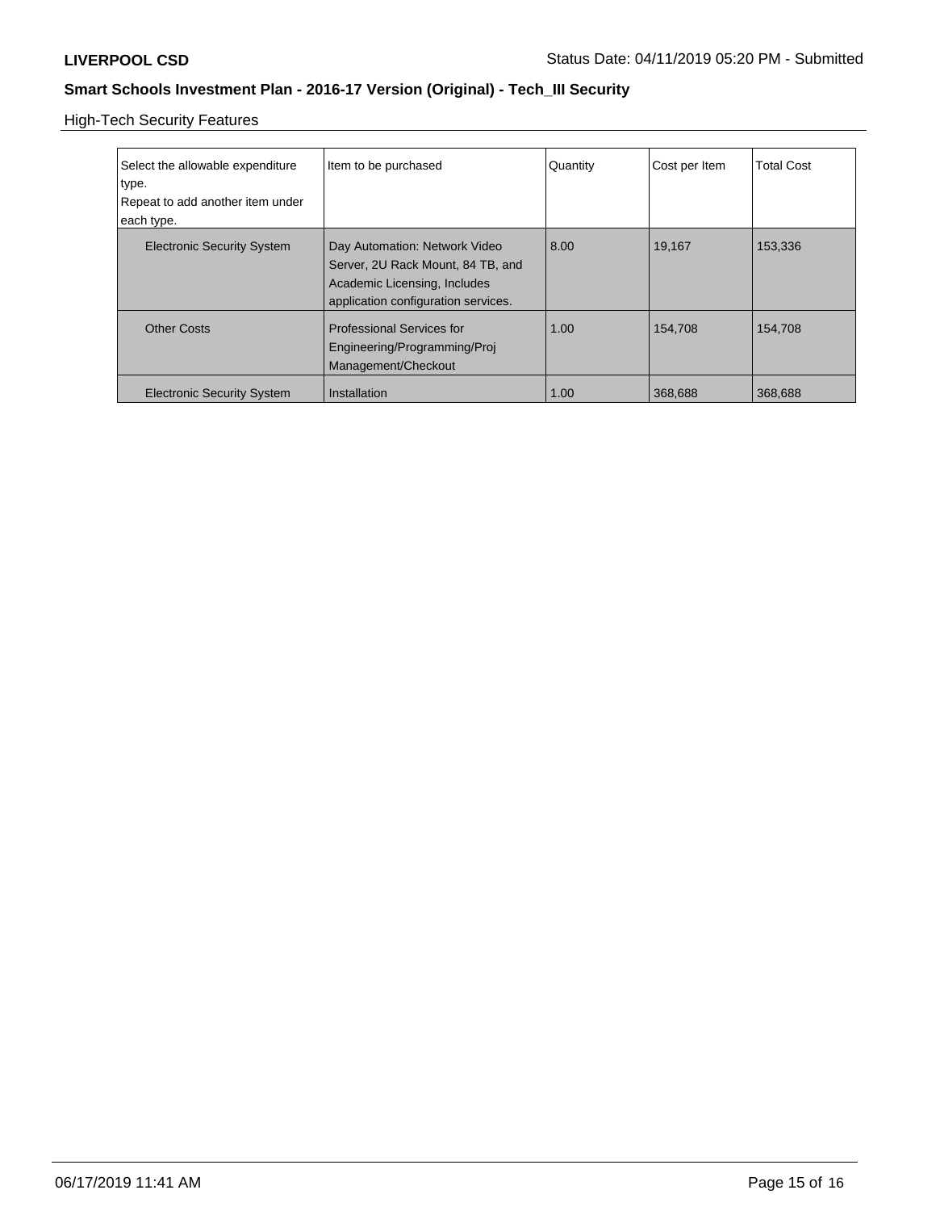## Smart Schools Investment Plan - 2016-17 Version (Original) - Tech_III Security

High-Tech Security Features

| Select the allowable expenditure type. Repeat to add another item under each type. | Item to be purchased | Quantity | Cost per Item | Total Cost |
|---|---|---|---|---|
| Electronic Security System | Day Automation: Network Video Server, 2U Rack Mount, 84 TB, and Academic Licensing, Includes application configuration services. | 8.00 | 19,167 | 153,336 |
| Other Costs | Professional Services for Engineering/Programming/Proj Management/Checkout | 1.00 | 154,708 | 154,708 |
| Electronic Security System | Installation | 1.00 | 368,688 | 368,688 |